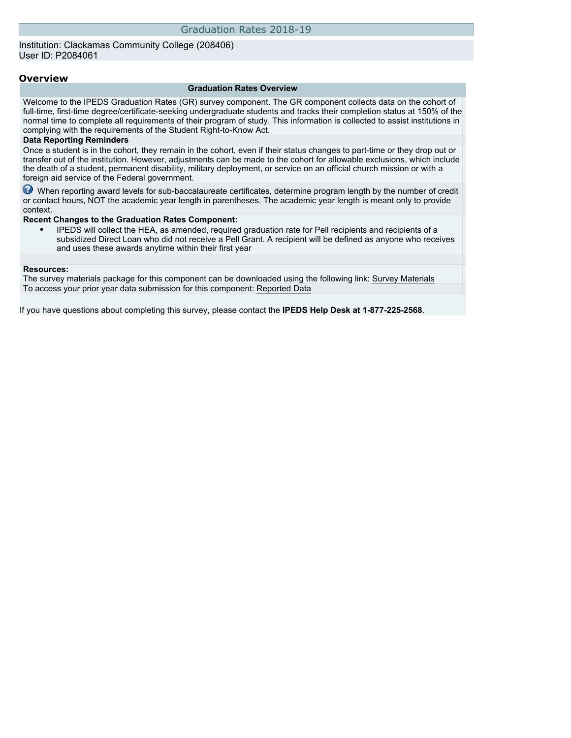# Graduation Rates 2018-19

Institution: Clackamas Community College (208406)
User ID: P2084061

## Overview

**Graduation Rates Overview**

Welcome to the IPEDS Graduation Rates (GR) survey component. The GR component collects data on the cohort of full-time, first-time degree/certificate-seeking undergraduate students and tracks their completion status at 150% of the normal time to complete all requirements of their program of study. This information is collected to assist institutions in complying with the requirements of the Student Right-to-Know Act.

**Data Reporting Reminders**

Once a student is in the cohort, they remain in the cohort, even if their status changes to part-time or they drop out or transfer out of the institution. However, adjustments can be made to the cohort for allowable exclusions, which include the death of a student, permanent disability, military deployment, or service on an official church mission or with a foreign aid service of the Federal government.

When reporting award levels for sub-baccalaureate certificates, determine program length by the number of credit or contact hours, NOT the academic year length in parentheses. The academic year length is meant only to provide context.

**Recent Changes to the Graduation Rates Component:**

- IPEDS will collect the HEA, as amended, required graduation rate for Pell recipients and recipients of a subsidized Direct Loan who did not receive a Pell Grant. A recipient will be defined as anyone who receives and uses these awards anytime within their first year

**Resources:**

The survey materials package for this component can be downloaded using the following link: Survey Materials

To access your prior year data submission for this component: Reported Data

If you have questions about completing this survey, please contact the **IPEDS Help Desk at 1-877-225-2568**.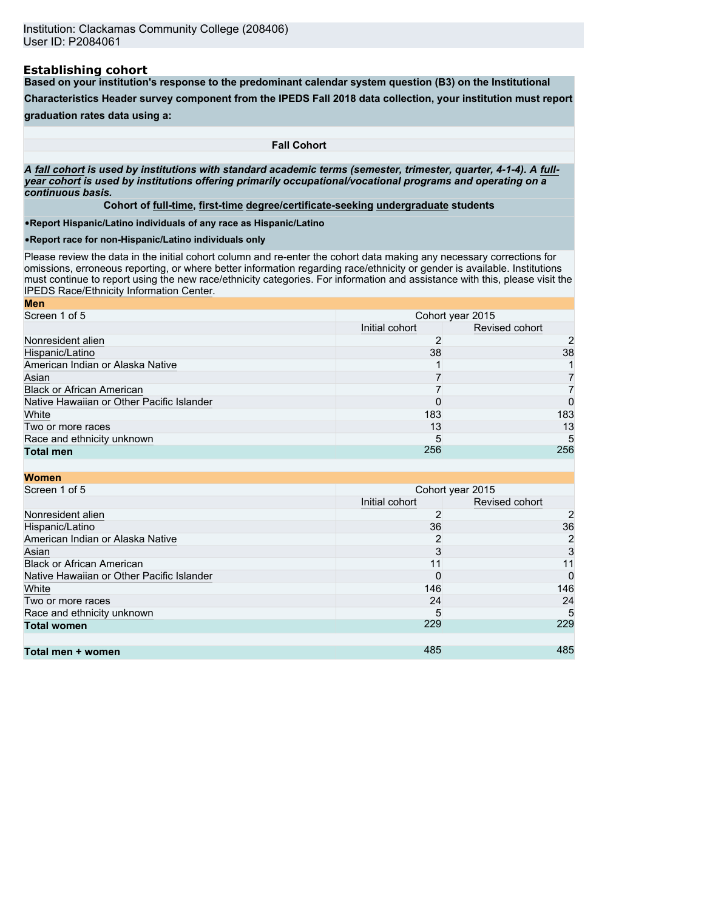Institution: Clackamas Community College (208406)
User ID: P2084061

## Establishing cohort

**Based on your institution's response to the predominant calendar system question (B3) on the Institutional Characteristics Header survey component from the IPEDS Fall 2018 data collection, your institution must report graduation rates data using a:**

**Fall Cohort**

***A fall cohort is used by institutions with standard academic terms (semester, trimester, quarter, 4-1-4). A full-year cohort is used by institutions offering primarily occupational/vocational programs and operating on a continuous basis.***

**Cohort of full-time, first-time degree/certificate-seeking undergraduate students**

- **Report Hispanic/Latino individuals of any race as Hispanic/Latino**
- **Report race for non-Hispanic/Latino individuals only**

Please review the data in the initial cohort column and re-enter the cohort data making any necessary corrections for omissions, erroneous reporting, or where better information regarding race/ethnicity or gender is available. Institutions must continue to report using the new race/ethnicity categories. For information and assistance with this, please visit the IPEDS Race/Ethnicity Information Center.

**Men**

| Screen 1 of 5 | Cohort year 2015 | |
|---|---|---|
| | Initial cohort | Revised cohort |
| Nonresident alien | 2 | 2 |
| Hispanic/Latino | 38 | 38 |
| American Indian or Alaska Native | 1 | 1 |
| Asian | 7 | 7 |
| Black or African American | 7 | 7 |
| Native Hawaiian or Other Pacific Islander | 0 | 0 |
| White | 183 | 183 |
| Two or more races | 13 | 13 |
| Race and ethnicity unknown | 5 | 5 |
| **Total men** | 256 | 256 |

**Women**

| Screen 1 of 5 | Cohort year 2015 | |
|---|---|---|
| | Initial cohort | Revised cohort |
| Nonresident alien | 2 | 2 |
| Hispanic/Latino | 36 | 36 |
| American Indian or Alaska Native | 2 | 2 |
| Asian | 3 | 3 |
| Black or African American | 11 | 11 |
| Native Hawaiian or Other Pacific Islander | 0 | 0 |
| White | 146 | 146 |
| Two or more races | 24 | 24 |
| Race and ethnicity unknown | 5 | 5 |
| **Total women** | 229 | 229 |
| | | |
| **Total men + women** | 485 | 485 |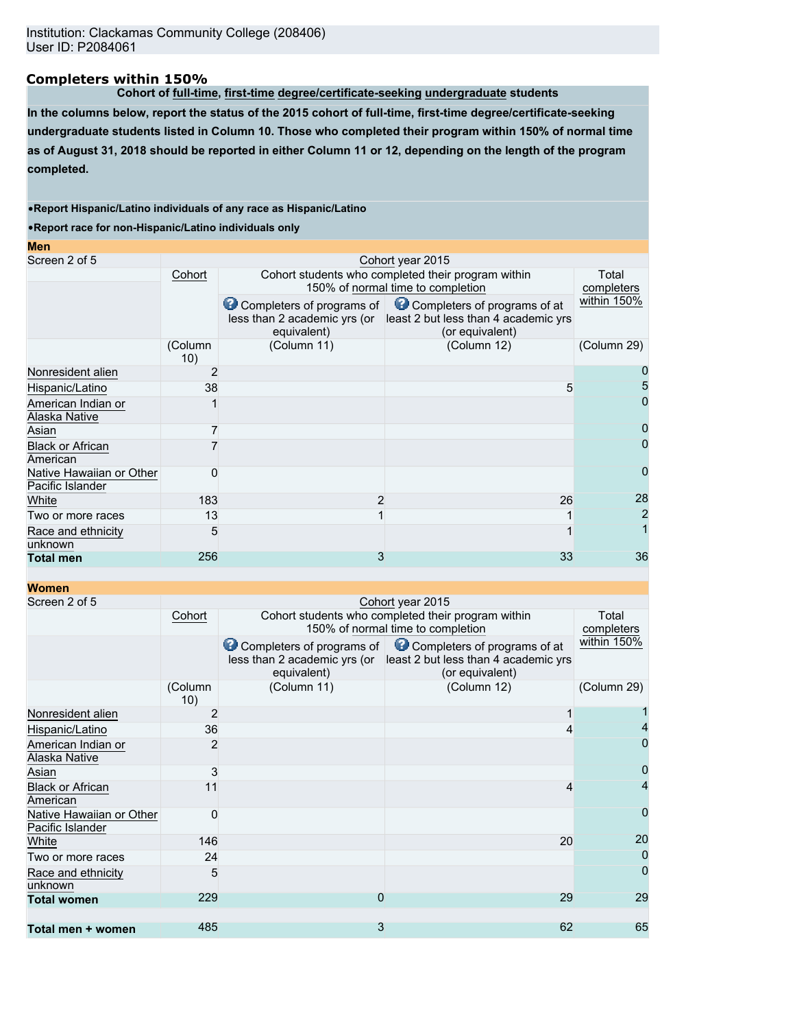Institution: Clackamas Community College (208406)
User ID: P2084061

## Completers within 150%

**Cohort of full-time, first-time degree/certificate-seeking undergraduate students**

**In the columns below, report the status of the 2015 cohort of full-time, first-time degree/certificate-seeking undergraduate students listed in Column 10. Those who completed their program within 150% of normal time as of August 31, 2018 should be reported in either Column 11 or 12, depending on the length of the program completed.**

- **Report Hispanic/Latino individuals of any race as Hispanic/Latino**
- **Report race for non-Hispanic/Latino individuals only**

**Men**

| Screen 2 of 5 | Cohort year 2015 | | | |
|---|---|---|---|---|
| | Cohort | Cohort students who completed their program within 150% of normal time to completion | | Total completers within 150% |
| | | Completers of programs of less than 2 academic yrs (or equivalent) | Completers of programs of at least 2 but less than 4 academic yrs (or equivalent) | |
| | (Column 10) | (Column 11) | (Column 12) | (Column 29) |
| Nonresident alien | 2 | | | 0 |
| Hispanic/Latino | 38 | | 5 | 5 |
| American Indian or Alaska Native | 1 | | | 0 |
| Asian | 7 | | | 0 |
| Black or African American | 7 | | | 0 |
| Native Hawaiian or Other Pacific Islander | 0 | | | 0 |
| White | 183 | 2 | 26 | 28 |
| Two or more races | 13 | 1 | 1 | 2 |
| Race and ethnicity unknown | 5 | | 1 | 1 |
| **Total men** | 256 | 3 | 33 | 36 |

**Women**

| Screen 2 of 5 | Cohort year 2015 | | | |
|---|---|---|---|---|
| | Cohort | Cohort students who completed their program within 150% of normal time to completion | | Total completers within 150% |
| | | Completers of programs of less than 2 academic yrs (or equivalent) | Completers of programs of at least 2 but less than 4 academic yrs (or equivalent) | |
| | (Column 10) | (Column 11) | (Column 12) | (Column 29) |
| Nonresident alien | 2 | | 1 | 1 |
| Hispanic/Latino | 36 | | 4 | 4 |
| American Indian or Alaska Native | 2 | | | 0 |
| Asian | 3 | | | 0 |
| Black or African American | 11 | | 4 | 4 |
| Native Hawaiian or Other Pacific Islander | 0 | | | 0 |
| White | 146 | | 20 | 20 |
| Two or more races | 24 | | | 0 |
| Race and ethnicity unknown | 5 | | | 0 |
| **Total women** | 229 | 0 | 29 | 29 |
| | | | | |
| **Total men + women** | 485 | 3 | 62 | 65 |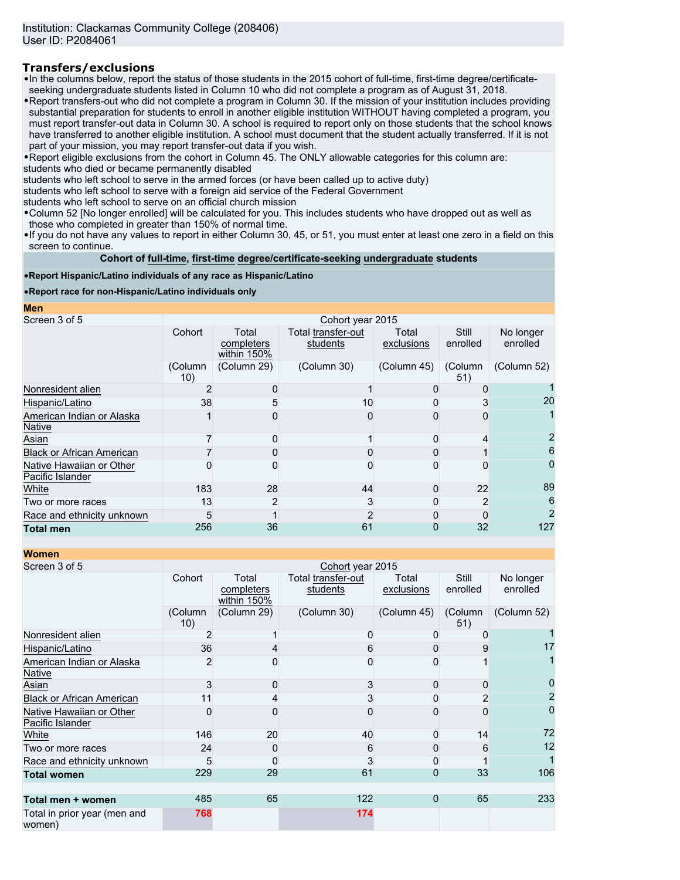Institution: Clackamas Community College (208406)
User ID: P2084061

## Transfers/exclusions

- In the columns below, report the status of those students in the 2015 cohort of full-time, first-time degree/certificate-seeking undergraduate students listed in Column 10 who did not complete a program as of August 31, 2018.
- Report transfers-out who did not complete a program in Column 30. If the mission of your institution includes providing substantial preparation for students to enroll in another eligible institution WITHOUT having completed a program, you must report transfer-out data in Column 30. A school is required to report only on those students that the school knows have transferred to another eligible institution. A school must document that the student actually transferred. If it is not part of your mission, you may report transfer-out data if you wish.
- Report eligible exclusions from the cohort in Column 45. The ONLY allowable categories for this column are:

students who died or became permanently disabled
students who left school to serve in the armed forces (or have been called up to active duty)
students who left school to serve with a foreign aid service of the Federal Government
students who left school to serve on an official church mission

- Column 52 [No longer enrolled] will be calculated for you. This includes students who have dropped out as well as those who completed in greater than 150% of normal time.
- If you do not have any values to report in either Column 30, 45, or 51, you must enter at least one zero in a field on this screen to continue.

**Cohort of full-time, first-time degree/certificate-seeking undergraduate students**

- **Report Hispanic/Latino individuals of any race as Hispanic/Latino**
- **Report race for non-Hispanic/Latino individuals only**

**Men**

| Screen 3 of 5 | Cohort year 2015 | | | | | |
|---|---|---|---|---|---|---|
| | Cohort | Total completers within 150% | Total transfer-out students | Total exclusions | Still enrolled | No longer enrolled |
| | (Column 10) | (Column 29) | (Column 30) | (Column 45) | (Column 51) | (Column 52) |
| Nonresident alien | 2 | 0 | 1 | 0 | 0 | 1 |
| Hispanic/Latino | 38 | 5 | 10 | 0 | 3 | 20 |
| American Indian or Alaska Native | 1 | 0 | 0 | 0 | 0 | 1 |
| Asian | 7 | 0 | 1 | 0 | 4 | 2 |
| Black or African American | 7 | 0 | 0 | 0 | 1 | 6 |
| Native Hawaiian or Other Pacific Islander | 0 | 0 | 0 | 0 | 0 | 0 |
| White | 183 | 28 | 44 | 0 | 22 | 89 |
| Two or more races | 13 | 2 | 3 | 0 | 2 | 6 |
| Race and ethnicity unknown | 5 | 1 | 2 | 0 | 0 | 2 |
| **Total men** | 256 | 36 | 61 | 0 | 32 | 127 |

**Women**

| Screen 3 of 5 | Cohort year 2015 | | | | | |
|---|---|---|---|---|---|---|
| | Cohort | Total completers within 150% | Total transfer-out students | Total exclusions | Still enrolled | No longer enrolled |
| | (Column 10) | (Column 29) | (Column 30) | (Column 45) | (Column 51) | (Column 52) |
| Nonresident alien | 2 | 1 | 0 | 0 | 0 | 1 |
| Hispanic/Latino | 36 | 4 | 6 | 0 | 9 | 17 |
| American Indian or Alaska Native | 2 | 0 | 0 | 0 | 1 | 1 |
| Asian | 3 | 0 | 3 | 0 | 0 | 0 |
| Black or African American | 11 | 4 | 3 | 0 | 2 | 2 |
| Native Hawaiian or Other Pacific Islander | 0 | 0 | 0 | 0 | 0 | 0 |
| White | 146 | 20 | 40 | 0 | 14 | 72 |
| Two or more races | 24 | 0 | 6 | 0 | 6 | 12 |
| Race and ethnicity unknown | 5 | 0 | 3 | 0 | 1 | 1 |
| **Total women** | 229 | 29 | 61 | 0 | 33 | 106 |
| | | | | | | |
| **Total men + women** | 485 | 65 | 122 | 0 | 65 | 233 |
| Total in prior year (men and women) | 768 | | 174 | | | |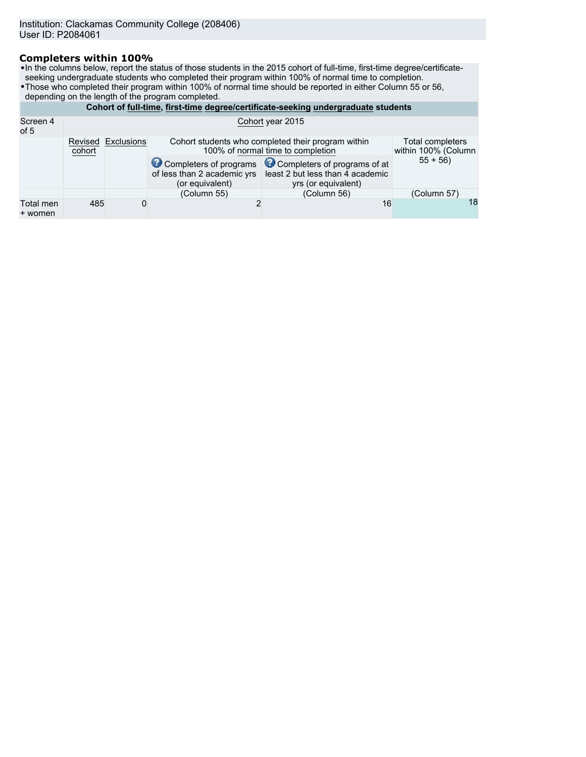Institution: Clackamas Community College (208406)
User ID: P2084061

## Completers within 100%

- In the columns below, report the status of those students in the 2015 cohort of full-time, first-time degree/certificate-seeking undergraduate students who completed their program within 100% of normal time to completion.
- Those who completed their program within 100% of normal time should be reported in either Column 55 or 56, depending on the length of the program completed.

**Cohort of full-time, first-time degree/certificate-seeking undergraduate students**

| Screen 4 of 5 | Cohort year 2015 | | | | |
|---|---|---|---|---|---|
| | Revised cohort | Exclusions | Cohort students who completed their program within 100% of normal time to completion | | Total completers within 100% (Column 55 + 56) |
| | | | Completers of programs of less than 2 academic yrs (or equivalent) | Completers of programs of at least 2 but less than 4 academic yrs (or equivalent) | |
| | | | (Column 55) | (Column 56) | (Column 57) |
| Total men + women | 485 | 0 | 2 | 16 | 18 |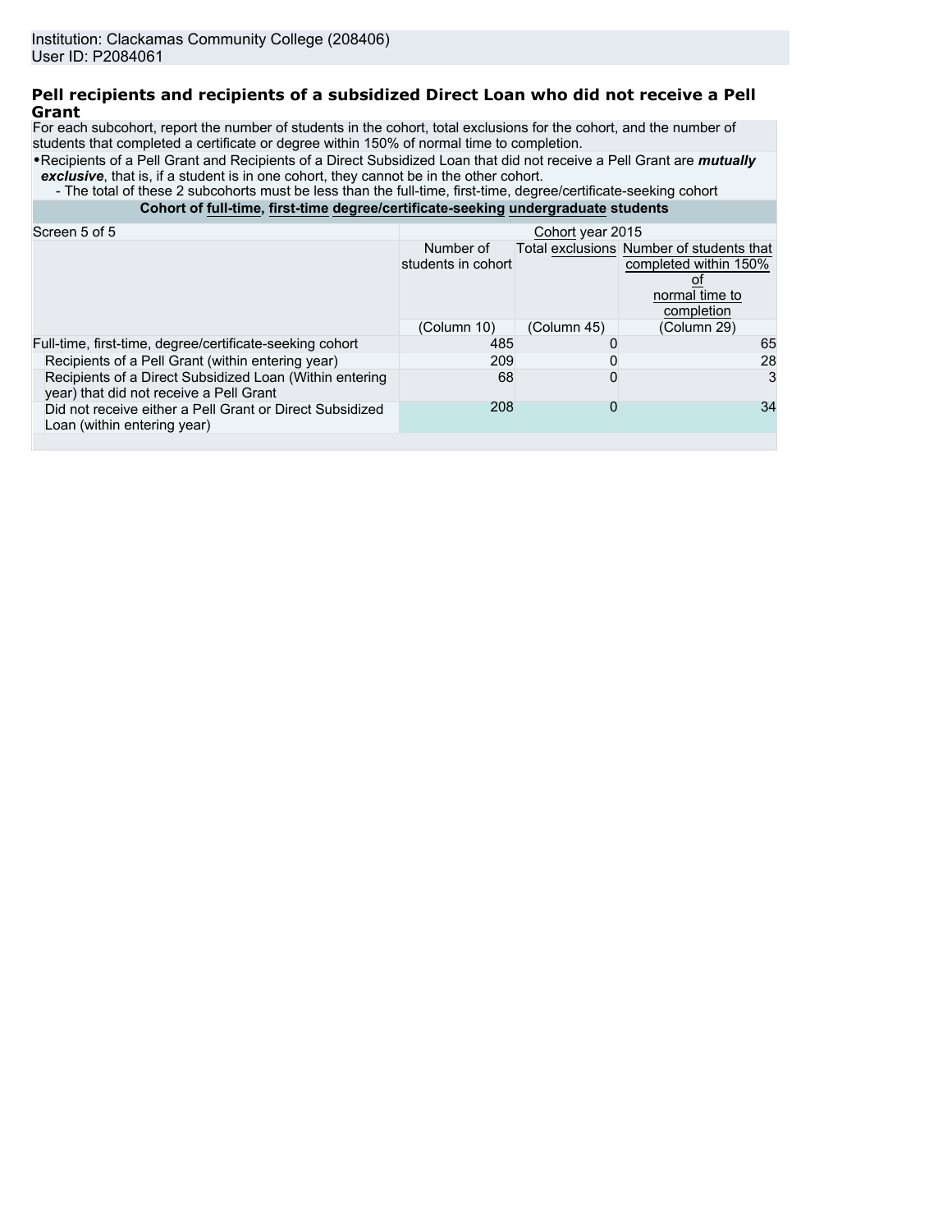Institution: Clackamas Community College (208406)
User ID: P2084061

## Pell recipients and recipients of a subsidized Direct Loan who did not receive a Pell Grant

For each subcohort, report the number of students in the cohort, total exclusions for the cohort, and the number of students that completed a certificate or degree within 150% of normal time to completion.

- Recipients of a Pell Grant and Recipients of a Direct Subsidized Loan that did not receive a Pell Grant are ***mutually exclusive***, that is, if a student is in one cohort, they cannot be in the other cohort.
  - The total of these 2 subcohorts must be less than the full-time, first-time, degree/certificate-seeking cohort

**Cohort of full-time, first-time degree/certificate-seeking undergraduate students**

| Screen 5 of 5 | Cohort year 2015 | | |
|---|---|---|---|
| | Number of students in cohort | Total exclusions | Number of students that completed within 150% of normal time to completion |
| | (Column 10) | (Column 45) | (Column 29) |
| Full-time, first-time, degree/certificate-seeking cohort | 485 | 0 | 65 |
| Recipients of a Pell Grant (within entering year) | 209 | 0 | 28 |
| Recipients of a Direct Subsidized Loan (Within entering year) that did not receive a Pell Grant | 68 | 0 | 3 |
| Did not receive either a Pell Grant or Direct Subsidized Loan (within entering year) | 208 | 0 | 34 |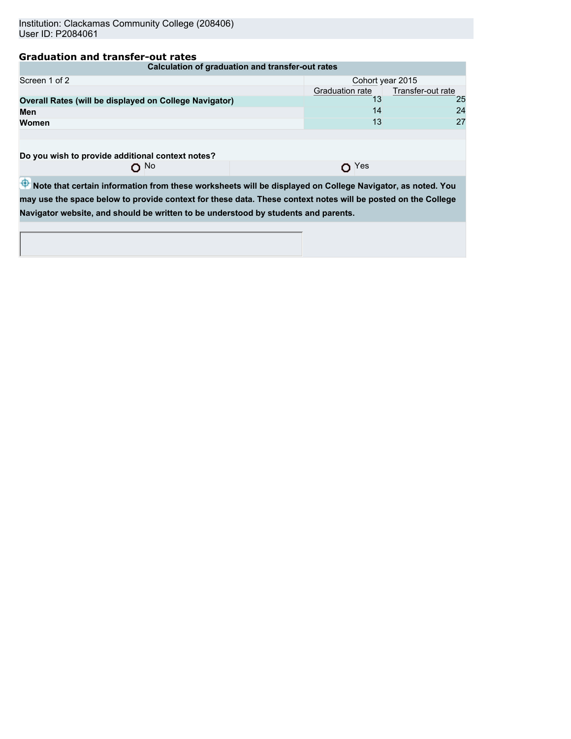Institution: Clackamas Community College (208406)
User ID: P2084061

## Graduation and transfer-out rates

| Calculation of graduation and transfer-out rates | | |
|---|---|---|
| Screen 1 of 2 | Cohort year 2015 | |
| | Graduation rate | Transfer-out rate |
| **Overall Rates (will be displayed on College Navigator)** | 13 | 25 |
| **Men** | 14 | 24 |
| **Women** | 13 | 27 |

**Do you wish to provide additional context notes?**

No

Yes

**Note that certain information from these worksheets will be displayed on College Navigator, as noted. You may use the space below to provide context for these data. These context notes will be posted on the College Navigator website, and should be written to be understood by students and parents.**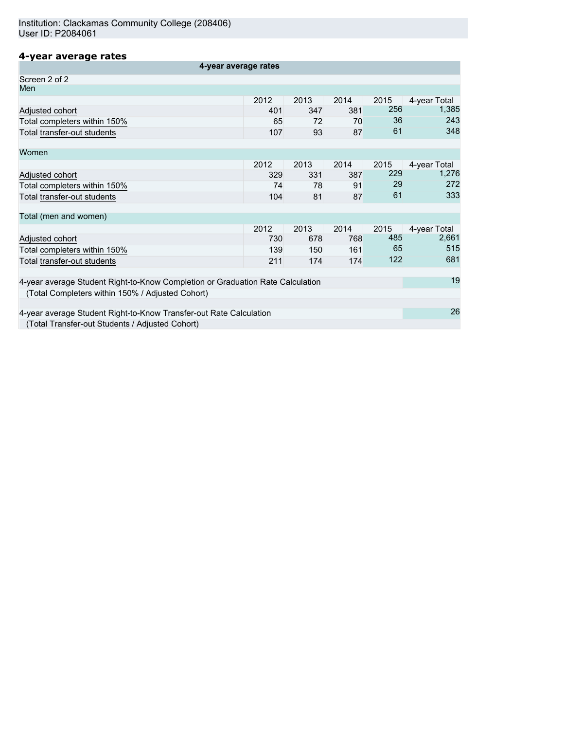Institution: Clackamas Community College (208406)
User ID: P2084061

## 4-year average rates

| 4-year average rates | | | | | |
|---|---|---|---|---|---|
| Screen 2 of 2 | | | | | |
| **Men** | | | | | |
| | 2012 | 2013 | 2014 | 2015 | 4-year Total |
| Adjusted cohort | 401 | 347 | 381 | 256 | 1,385 |
| Total completers within 150% | 65 | 72 | 70 | 36 | 243 |
| Total transfer-out students | 107 | 93 | 87 | 61 | 348 |
| **Women** | | | | | |
| | 2012 | 2013 | 2014 | 2015 | 4-year Total |
| Adjusted cohort | 329 | 331 | 387 | 229 | 1,276 |
| Total completers within 150% | 74 | 78 | 91 | 29 | 272 |
| Total transfer-out students | 104 | 81 | 87 | 61 | 333 |
| **Total (men and women)** | | | | | |
| | 2012 | 2013 | 2014 | 2015 | 4-year Total |
| Adjusted cohort | 730 | 678 | 768 | 485 | 2,661 |
| Total completers within 150% | 139 | 150 | 161 | 65 | 515 |
| Total transfer-out students | 211 | 174 | 174 | 122 | 681 |

| | |
|---|---|
| 4-year average Student Right-to-Know Completion or Graduation Rate Calculation (Total Completers within 150% / Adjusted Cohort) | 19 |
| 4-year average Student Right-to-Know Transfer-out Rate Calculation (Total Transfer-out Students / Adjusted Cohort) | 26 |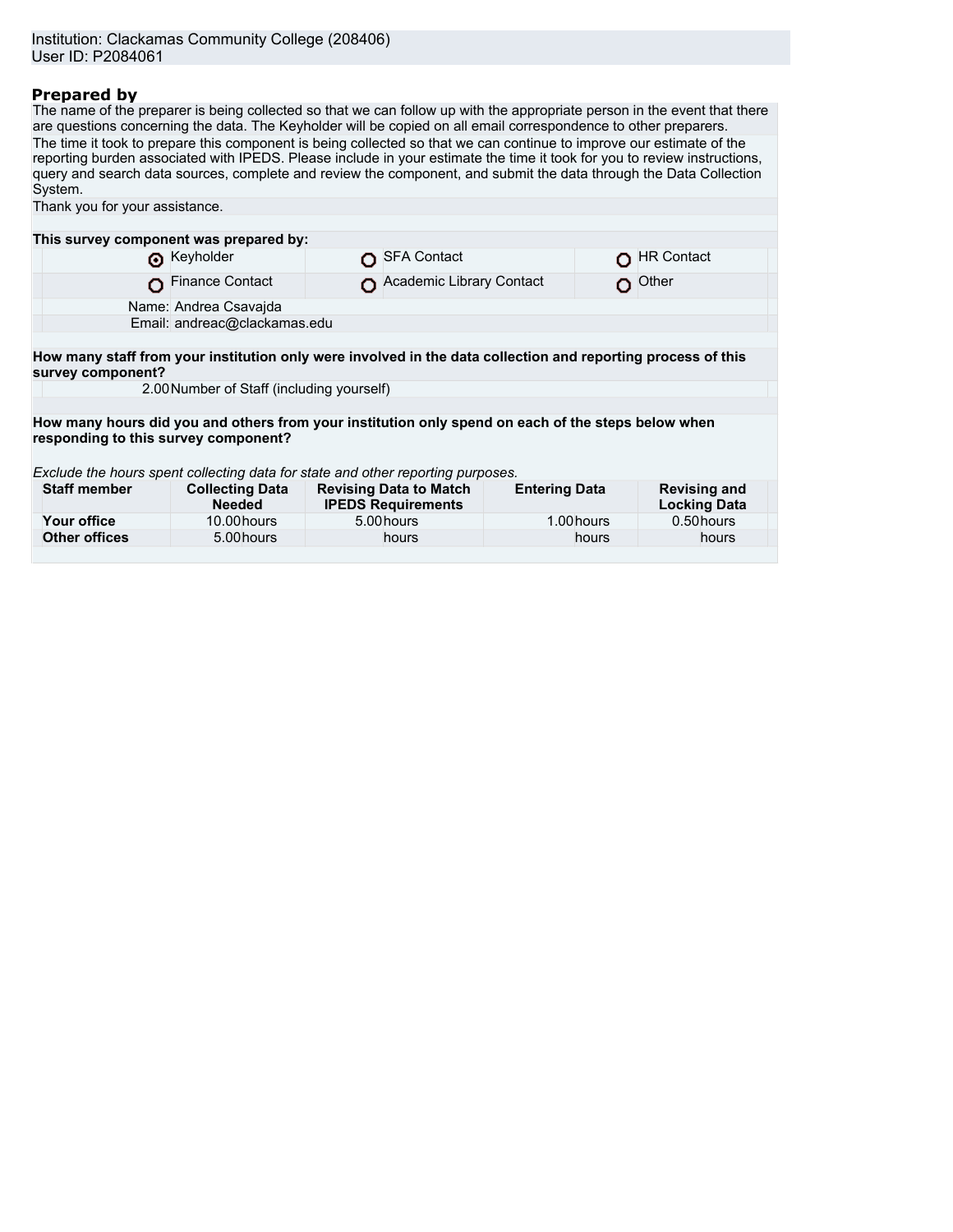Institution: Clackamas Community College (208406)
User ID: P2084061

## Prepared by

The name of the preparer is being collected so that we can follow up with the appropriate person in the event that there are questions concerning the data. The Keyholder will be copied on all email correspondence to other preparers.

The time it took to prepare this component is being collected so that we can continue to improve our estimate of the reporting burden associated with IPEDS. Please include in your estimate the time it took for you to review instructions, query and search data sources, complete and review the component, and submit the data through the Data Collection System.

Thank you for your assistance.

**This survey component was prepared by:**

| | | |
|---|---|---|
| ◉ Keyholder | ○ SFA Contact | ○ HR Contact |
| ○ Finance Contact | ○ Academic Library Contact | ○ Other |

Name: Andrea Csavajda
Email: andreac@clackamas.edu

**How many staff from your institution only were involved in the data collection and reporting process of this survey component?**

2.00 Number of Staff (including yourself)

**How many hours did you and others from your institution only spend on each of the steps below when responding to this survey component?**

*Exclude the hours spent collecting data for state and other reporting purposes.*

| Staff member | Collecting Data Needed | Revising Data to Match IPEDS Requirements | Entering Data | Revising and Locking Data |
|---|---|---|---|---|
| Your office | 10.00 hours | 5.00 hours | 1.00 hours | 0.50 hours |
| Other offices | 5.00 hours | hours | hours | hours |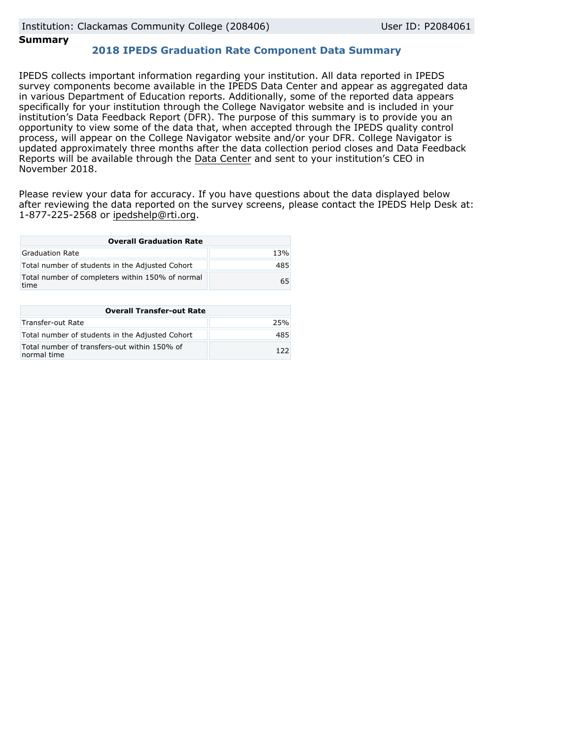Institution: Clackamas Community College (208406) User ID: P2084061

**Summary**

## 2018 IPEDS Graduation Rate Component Data Summary

IPEDS collects important information regarding your institution. All data reported in IPEDS survey components become available in the IPEDS Data Center and appear as aggregated data in various Department of Education reports. Additionally, some of the reported data appears specifically for your institution through the College Navigator website and is included in your institution's Data Feedback Report (DFR). The purpose of this summary is to provide you an opportunity to view some of the data that, when accepted through the IPEDS quality control process, will appear on the College Navigator website and/or your DFR. College Navigator is updated approximately three months after the data collection period closes and Data Feedback Reports will be available through the Data Center and sent to your institution's CEO in November 2018.

Please review your data for accuracy. If you have questions about the data displayed below after reviewing the data reported on the survey screens, please contact the IPEDS Help Desk at: 1-877-225-2568 or ipedshelp@rti.org.

| Overall Graduation Rate | |
|---|---|
| Graduation Rate | 13% |
| Total number of students in the Adjusted Cohort | 485 |
| Total number of completers within 150% of normal time | 65 |

| Overall Transfer-out Rate | |
|---|---|
| Transfer-out Rate | 25% |
| Total number of students in the Adjusted Cohort | 485 |
| Total number of transfers-out within 150% of normal time | 122 |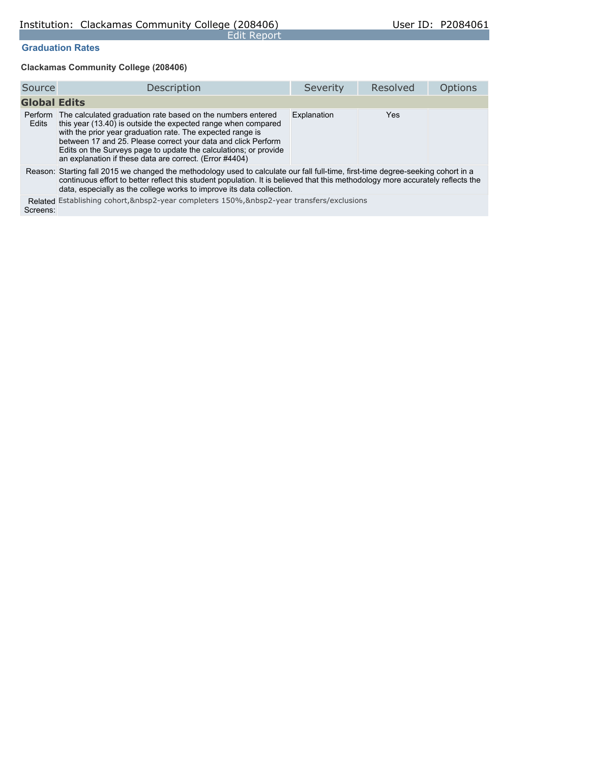Institution: Clackamas Community College (208406) User ID: P2084061

Edit Report

## Graduation Rates

**Clackamas Community College (208406)**

| Source | Description | Severity | Resolved | Options |
|---|---|---|---|---|
| **Global Edits** | | | | |
| Perform Edits | The calculated graduation rate based on the numbers entered this year (13.40) is outside the expected range when compared with the prior year graduation rate. The expected range is between 17 and 25. Please correct your data and click Perform Edits on the Surveys page to update the calculations; or provide an explanation if these data are correct. (Error #4404) | Explanation | Yes | |
| Reason: | Starting fall 2015 we changed the methodology used to calculate our fall full-time, first-time degree-seeking cohort in a continuous effort to better reflect this student population. It is believed that this methodology more accurately reflects the data, especially as the college works to improve its data collection. | | | |
| Related Screens: | Establishing cohort,&nbsp2-year completers 150%,&nbsp2-year transfers/exclusions | | | |